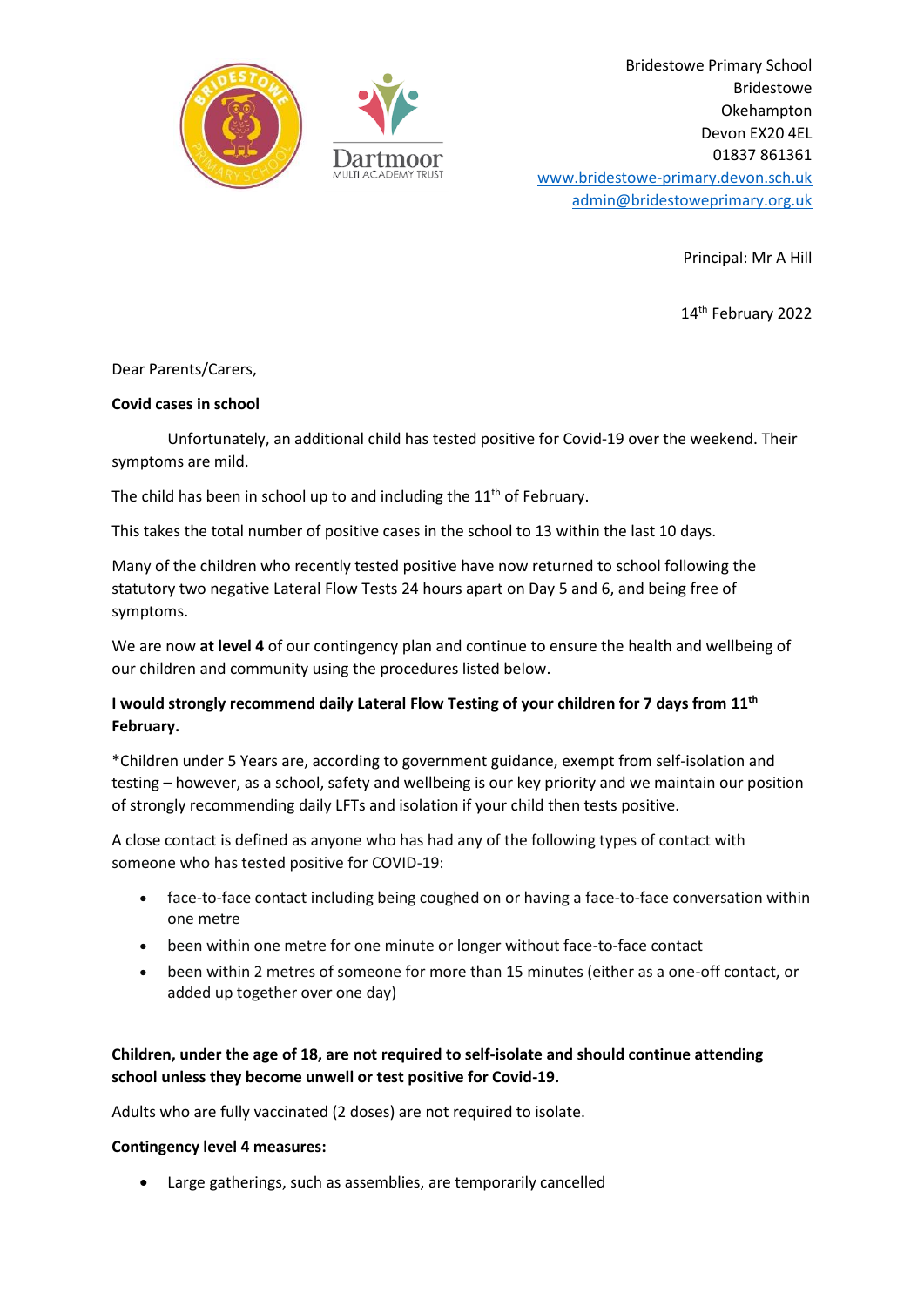Bridestowe Primary School
Bridestowe
Okehampton
Devon EX20 4EL
01837 861361
www.bridestowe-primary.devon.sch.uk
admin@bridestoweprimary.org.uk

Principal: Mr A Hill

14th February 2022

Dear Parents/Carers,

**Covid cases in school**

Unfortunately, an additional child has tested positive for Covid-19 over the weekend. Their symptoms are mild.

The child has been in school up to and including the 11th of February.

This takes the total number of positive cases in the school to 13 within the last 10 days.

Many of the children who recently tested positive have now returned to school following the statutory two negative Lateral Flow Tests 24 hours apart on Day 5 and 6, and being free of symptoms.

We are now **at level 4** of our contingency plan and continue to ensure the health and wellbeing of our children and community using the procedures listed below.

**I would strongly recommend daily Lateral Flow Testing of your children for 7 days from 11th February.**

*Children under 5 Years are, according to government guidance, exempt from self-isolation and testing – however, as a school, safety and wellbeing is our key priority and we maintain our position of strongly recommending daily LFTs and isolation if your child then tests positive.

A close contact is defined as anyone who has had any of the following types of contact with someone who has tested positive for COVID-19:

- face-to-face contact including being coughed on or having a face-to-face conversation within one metre
- been within one metre for one minute or longer without face-to-face contact
- been within 2 metres of someone for more than 15 minutes (either as a one-off contact, or added up together over one day)

**Children, under the age of 18, are not required to self-isolate and should continue attending school unless they become unwell or test positive for Covid-19.**

Adults who are fully vaccinated (2 doses) are not required to isolate.

**Contingency level 4 measures:**

- Large gatherings, such as assemblies, are temporarily cancelled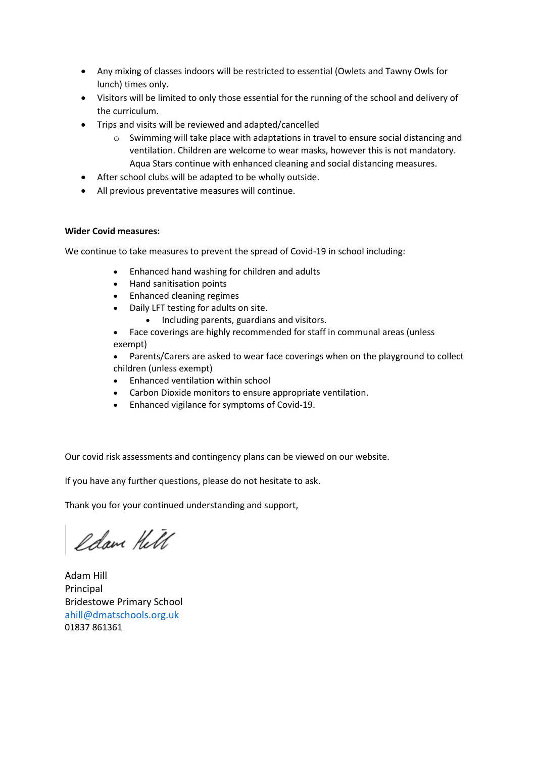- Any mixing of classes indoors will be restricted to essential (Owlets and Tawny Owls for lunch) times only.
- Visitors will be limited to only those essential for the running of the school and delivery of the curriculum.
- Trips and visits will be reviewed and adapted/cancelled
    - Swimming will take place with adaptations in travel to ensure social distancing and ventilation. Children are welcome to wear masks, however this is not mandatory. Aqua Stars continue with enhanced cleaning and social distancing measures.
- After school clubs will be adapted to be wholly outside.
- All previous preventative measures will continue.

**Wider Covid measures:**

We continue to take measures to prevent the spread of Covid-19 in school including:

- Enhanced hand washing for children and adults
- Hand sanitisation points
- Enhanced cleaning regimes
- Daily LFT testing for adults on site.
    - Including parents, guardians and visitors.
- Face coverings are highly recommended for staff in communal areas (unless exempt)
- Parents/Carers are asked to wear face coverings when on the playground to collect children (unless exempt)
- Enhanced ventilation within school
- Carbon Dioxide monitors to ensure appropriate ventilation.
- Enhanced vigilance for symptoms of Covid-19.

Our covid risk assessments and contingency plans can be viewed on our website.

If you have any further questions, please do not hesitate to ask.

Thank you for your continued understanding and support,

Adam Hill

Adam Hill  
Principal  
Bridestowe Primary School  
ahill@dmatschools.org.uk  
01837 861361